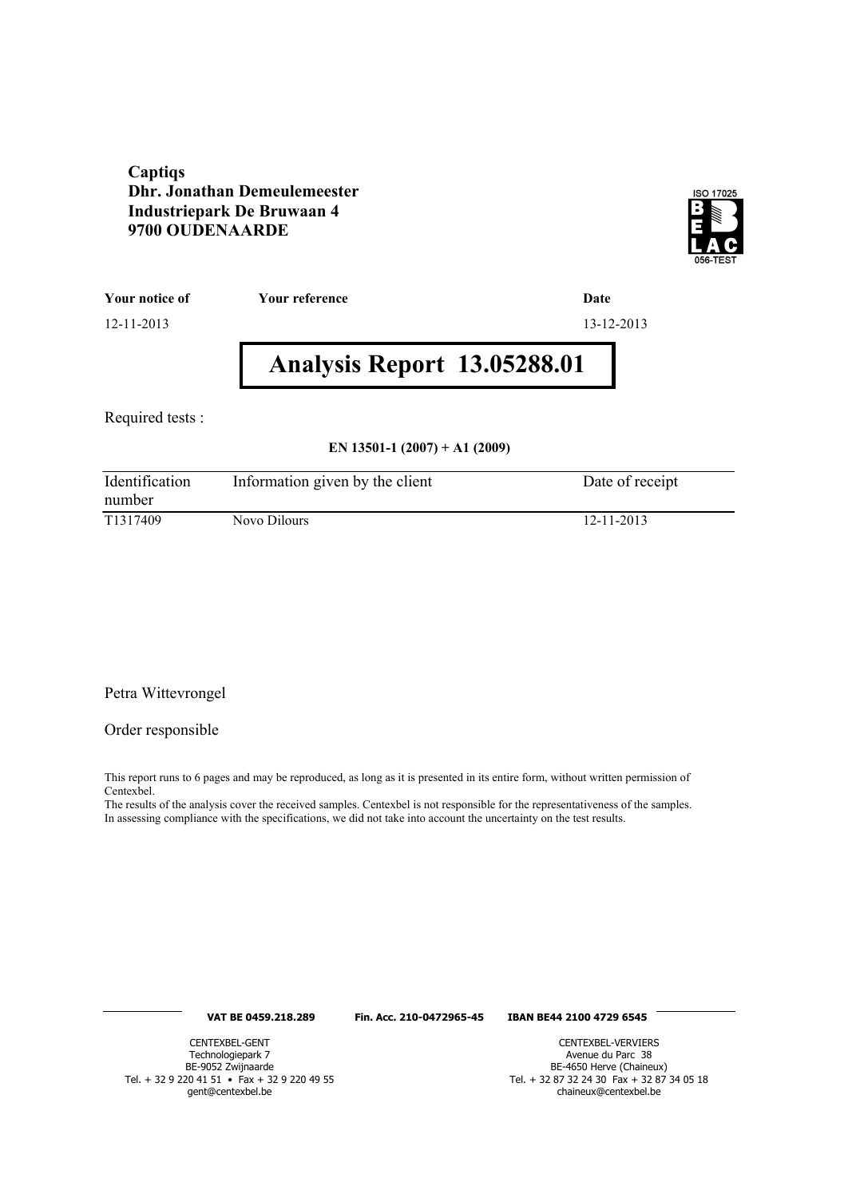**Captiqs**
**Dhr. Jonathan Demeulemeester**
**Industriepark De Bruwaan 4**
**9700 OUDENAARDE**

ISO 17025 BELAC 056-TEST

| Your notice of | Your reference | Date |
|---|---|---|
| 12-11-2013 | | 13-12-2013 |

# Analysis Report 13.05288.01

Required tests :

**EN 13501-1 (2007) + A1 (2009)**

| Identification number | Information given by the client | Date of receipt |
|---|---|---|
| T1317409 | Novo Dilours | 12-11-2013 |

Petra Wittevrongel

Order responsible

This report runs to 6 pages and may be reproduced, as long as it is presented in its entire form, without written permission of Centexbel.
The results of the analysis cover the received samples. Centexbel is not responsible for the representativeness of the samples.
In assessing compliance with the specifications, we did not take into account the uncertainty on the test results.

**VAT BE 0459.218.289** **Fin. Acc. 210-0472965-45** **IBAN BE44 2100 4729 6545**

CENTEXBEL-GENT
Technologiepark 7
BE-9052 Zwijnaarde
Tel. + 32 9 220 41 51 • Fax + 32 9 220 49 55
gent@centexbel.be

CENTEXBEL-VERVIERS
Avenue du Parc 38
BE-4650 Herve (Chaineux)
Tel. + 32 87 32 24 30 Fax + 32 87 34 05 18
chaineux@centexbel.be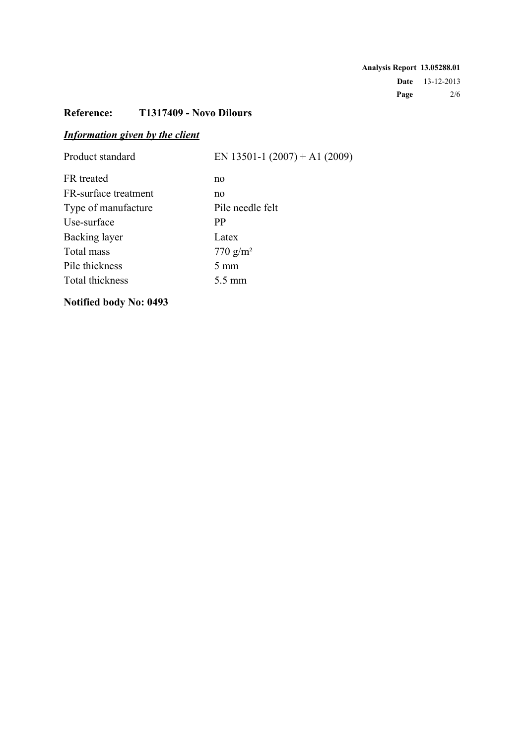**Reference: T1317409 - Novo Dilours**

***Information given by the client***

| | |
|---|---|
| Product standard | EN 13501-1 (2007) + A1 (2009) |
| FR treated | no |
| FR-surface treatment | no |
| Type of manufacture | Pile needle felt |
| Use-surface | PP |
| Backing layer | Latex |
| Total mass | 770 g/m² |
| Pile thickness | 5 mm |
| Total thickness | 5.5 mm |

**Notified body No: 0493**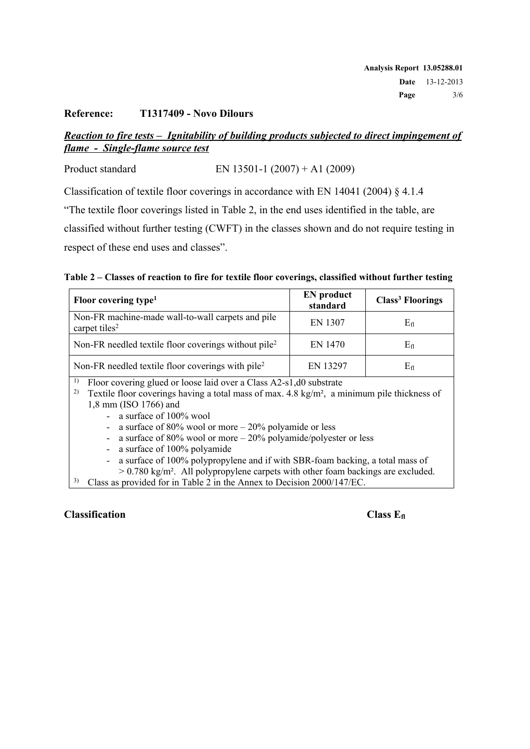**Reference: T1317409 - Novo Dilours**

***Reaction to fire tests – Ignitability of building products subjected to direct impingement of flame - Single-flame source test***

Product standard EN 13501-1 (2007) + A1 (2009)

Classification of textile floor coverings in accordance with EN 14041 (2004) § 4.1.4 "The textile floor coverings listed in Table 2, in the end uses identified in the table, are classified without further testing (CWFT) in the classes shown and do not require testing in respect of these end uses and classes".

**Table 2 – Classes of reaction to fire for textile floor coverings, classified without further testing**

| Floor covering type[1] | EN product standard | Class[3] Floorings |
|---|---|---|
| Non-FR machine-made wall-to-wall carpets and pile carpet tiles[2] | EN 1307 | $E_{fl}$ |
| Non-FR needled textile floor coverings without pile[2] | EN 1470 | $E_{fl}$ |
| Non-FR needled textile floor coverings with pile[2] | EN 13297 | $E_{fl}$ |

[1] Floor covering glued or loose laid over a Class A2-s1,d0 substrate

[2] Textile floor coverings having a total mass of max. 4.8 kg/m², a minimum pile thickness of 1,8 mm (ISO 1766) and
- a surface of 100% wool
- a surface of 80% wool or more – 20% polyamide or less
- a surface of 80% wool or more – 20% polyamide/polyester or less
- a surface of 100% polyamide
- a surface of 100% polypropylene and if with SBR-foam backing, a total mass of > 0.780 kg/m². All polypropylene carpets with other foam backings are excluded.

[3] Class as provided for in Table 2 in the Annex to Decision 2000/147/EC.

**Classification** **Class $E_{fl}$**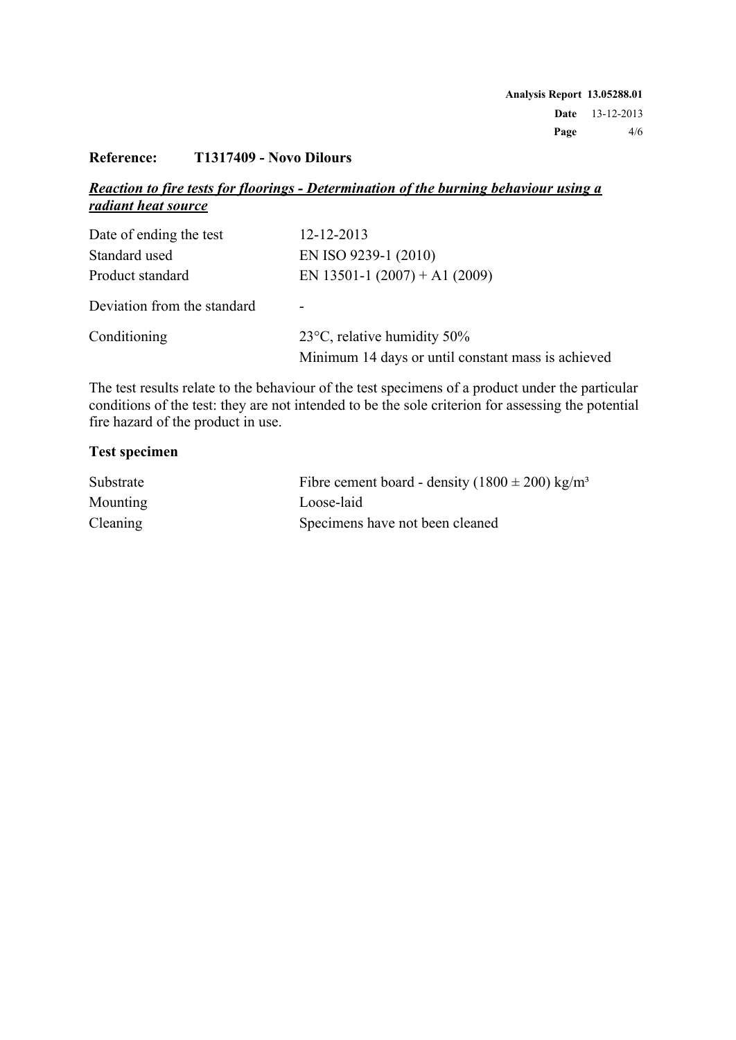**Reference: T1317409 - Novo Dilours**

***Reaction to fire tests for floorings - Determination of the burning behaviour using a radiant heat source***

| | |
|---|---|
| Date of ending the test | 12-12-2013 |
| Standard used | EN ISO 9239-1 (2010) |
| Product standard | EN 13501-1 (2007) + A1 (2009) |
| Deviation from the standard | - |
| Conditioning | 23°C, relative humidity 50%<br>Minimum 14 days or until constant mass is achieved |

The test results relate to the behaviour of the test specimens of a product under the particular conditions of the test: they are not intended to be the sole criterion for assessing the potential fire hazard of the product in use.

**Test specimen**

| | |
|---|---|
| Substrate | Fibre cement board - density (1800 ± 200) kg/m³ |
| Mounting | Loose-laid |
| Cleaning | Specimens have not been cleaned |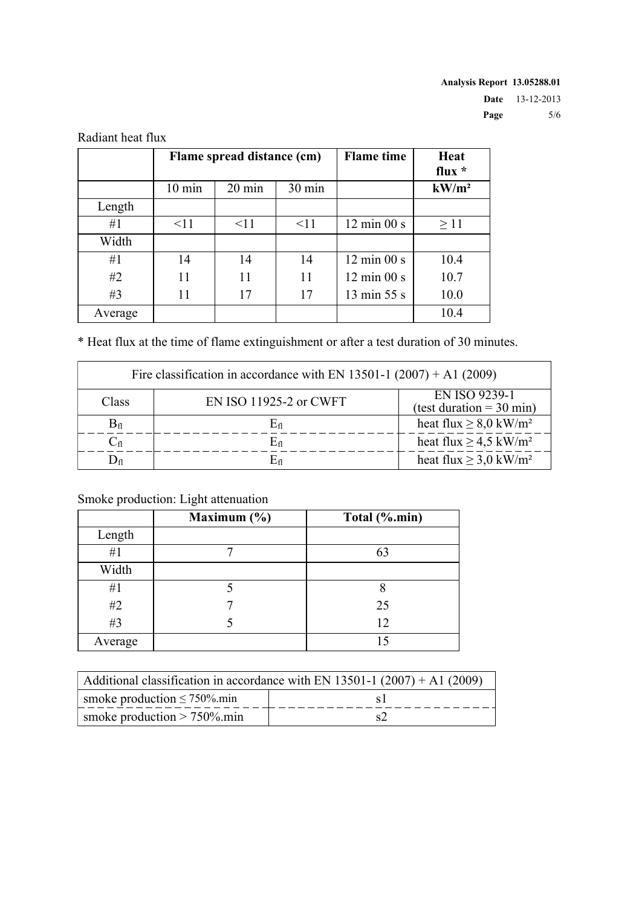Radiant heat flux

| | Flame spread distance (cm) | | | Flame time | Heat flux * |
|---|---|---|---|---|---|
| | 10 min | 20 min | 30 min | | kW/m² |
| Length | | | | | |
| #1 | <11 | <11 | <11 | 12 min 00 s | ≥ 11 |
| Width | | | | | |
| #1 | 14 | 14 | 14 | 12 min 00 s | 10.4 |
| #2 | 11 | 11 | 11 | 12 min 00 s | 10.7 |
| #3 | 11 | 17 | 17 | 13 min 55 s | 10.0 |
| Average | | | | | 10.4 |

* Heat flux at the time of flame extinguishment or after a test duration of 30 minutes.

| Fire classification in accordance with EN 13501-1 (2007) + A1 (2009) | | |
|---|---|---|
| Class | EN ISO 11925-2 or CWFT | EN ISO 9239-1 (test duration = 30 min) |
| $B_{fl}$ | $E_{fl}$ | heat flux ≥ 8,0 kW/m² |
| $C_{fl}$ | $E_{fl}$ | heat flux ≥ 4,5 kW/m² |
| $D_{fl}$ | $E_{fl}$ | heat flux ≥ 3,0 kW/m² |

Smoke production: Light attenuation

| | Maximum (%) | Total (%.min) |
|---|---|---|
| Length | | |
| #1 | 7 | 63 |
| Width | | |
| #1 | 5 | 8 |
| #2 | 7 | 25 |
| #3 | 5 | 12 |
| Average | | 15 |

| Additional classification in accordance with EN 13501-1 (2007) + A1 (2009) | |
|---|---|
| smoke production ≤ 750%.min | s1 |
| smoke production > 750%.min | s2 |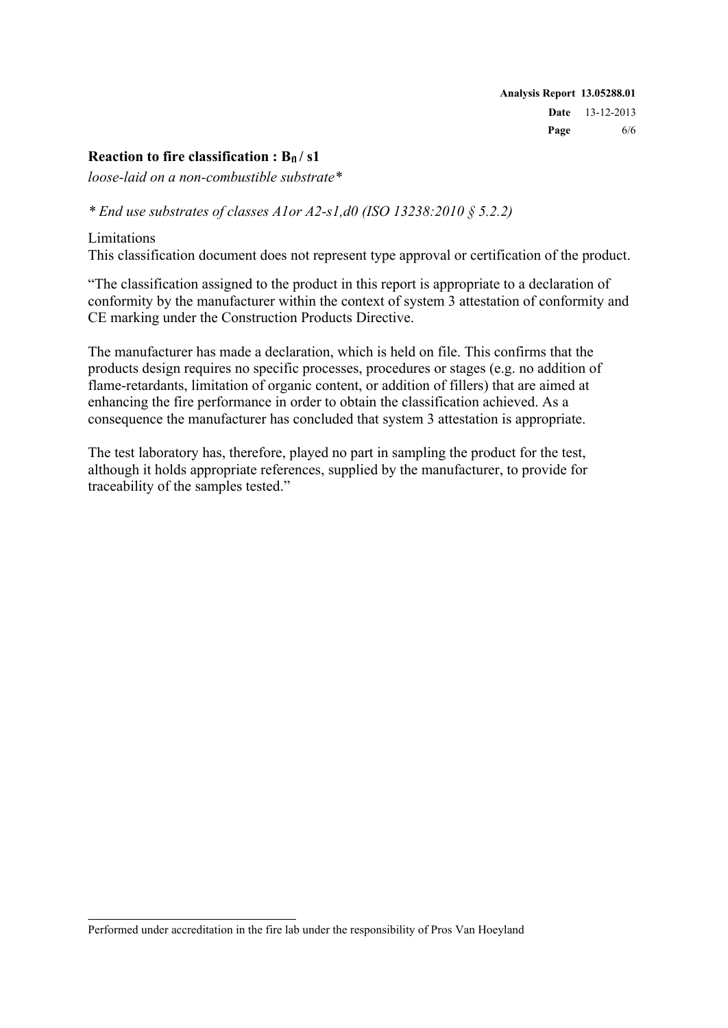**Reaction to fire classification : $B_{fl}$ / s1**

*loose-laid on a non-combustible substrate**

** End use substrates of classes A1or A2-s1,d0 (ISO 13238:2010 § 5.2.2)*

Limitations

This classification document does not represent type approval or certification of the product.

"The classification assigned to the product in this report is appropriate to a declaration of conformity by the manufacturer within the context of system 3 attestation of conformity and CE marking under the Construction Products Directive.

The manufacturer has made a declaration, which is held on file. This confirms that the products design requires no specific processes, procedures or stages (e.g. no addition of flame-retardants, limitation of organic content, or addition of fillers) that are aimed at enhancing the fire performance in order to obtain the classification achieved. As a consequence the manufacturer has concluded that system 3 attestation is appropriate.

The test laboratory has, therefore, played no part in sampling the product for the test, although it holds appropriate references, supplied by the manufacturer, to provide for traceability of the samples tested."

Performed under accreditation in the fire lab under the responsibility of Pros Van Hoeyland